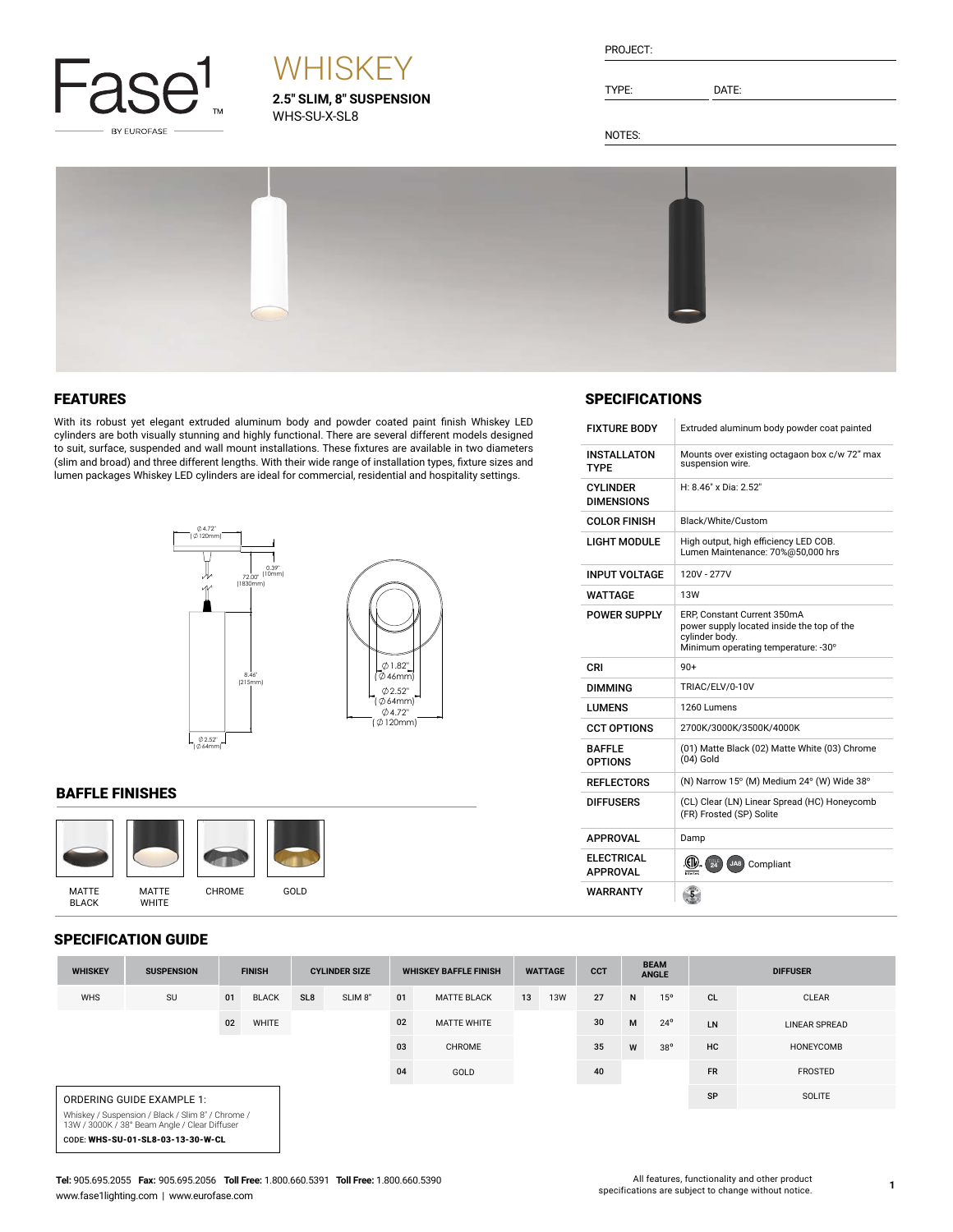Fase1 BY EUROFASE

# WHISKEY

**2.5" SLIM, 8" SUSPENSION**
WHS-SU-X-SL8

PROJECT:

TYPE: DATE:

NOTES:

## FEATURES

With its robust yet elegant extruded aluminum body and powder coated paint finish Whiskey LED cylinders are both visually stunning and highly functional. There are several different models designed to suit, surface, suspended and wall mount installations. These fixtures are available in two diameters (slim and broad) and three different lengths. With their wide range of installation types, fixture sizes and lumen packages Whiskey LED cylinders are ideal for commercial, residential and hospitality settings.

Ø 4.72" (Ø 120mm)
0.39" (10mm)
72.00" (1830mm)
8.46" (215mm)
Ø 2.52" (Ø 64mm)

Ø 1.82" (Ø 46mm)
Ø 2.52" (Ø 64mm)
Ø 4.72" (Ø 120mm)

## BAFFLE FINISHES

MATTE BLACK | MATTE WHITE | CHROME | GOLD

## SPECIFICATIONS

| | |
|---|---|
| FIXTURE BODY | Extruded aluminum body powder coat painted |
| INSTALLATON TYPE | Mounts over existing octagaon box c/w 72" max suspension wire. |
| CYLINDER DIMENSIONS | H: 8.46" x Dia: 2.52" |
| COLOR FINISH | Black/White/Custom |
| LIGHT MODULE | High output, high efficiency LED COB. Lumen Maintenance: 70%@50,000 hrs |
| INPUT VOLTAGE | 120V - 277V |
| WATTAGE | 13W |
| POWER SUPPLY | ERP, Constant Current 350mA power supply located inside the top of the cylinder body. Minimum operating temperature: -30° |
| CRI | 90+ |
| DIMMING | TRIAC/ELV/0-10V |
| LUMENS | 1260 Lumens |
| CCT OPTIONS | 2700K/3000K/3500K/4000K |
| BAFFLE OPTIONS | (01) Matte Black (02) Matte White (03) Chrome (04) Gold |
| REFLECTORS | (N) Narrow 15° (M) Medium 24° (W) Wide 38° |
| DIFFUSERS | (CL) Clear (LN) Linear Spread (HC) Honeycomb (FR) Frosted (SP) Solite |
| APPROVAL | Damp |
| ELECTRICAL APPROVAL | Compliant |
| WARRANTY | 5 |

## SPECIFICATION GUIDE

| WHISKEY | SUSPENSION | FINISH | | CYLINDER SIZE | | WHISKEY BAFFLE FINISH | | WATTAGE | | CCT | BEAM ANGLE | | DIFFUSER | |
|---|---|---|---|---|---|---|---|---|---|---|---|---|---|---|
| WHS | SU | 01 | BLACK | SL8 | SLIM 8" | 01 | MATTE BLACK | 13 | 13W | 27 | N | 15° | CL | CLEAR |
| | | 02 | WHITE | | | 02 | MATTE WHITE | | | 30 | M | 24° | LN | LINEAR SPREAD |
| | | | | | | 03 | CHROME | | | 35 | W | 38° | HC | HONEYCOMB |
| | | | | | | 04 | GOLD | | | 40 | | | FR | FROSTED |
| | | | | | | | | | | | | | SP | SOLITE |

ORDERING GUIDE EXAMPLE 1:
Whiskey / Suspension / Black / Slim 8" / Chrome / 13W / 3000K / 38° Beam Angle / Clear Diffuser
CODE: **WHS-SU-01-SL8-03-13-30-W-CL**

**Tel:** 905.695.2055 **Fax:** 905.695.2056 **Toll Free:** 1.800.660.5391 **Toll Free:** 1.800.660.5390
www.fase1lighting.com | www.eurofase.com

All features, functionality and other product specifications are subject to change without notice.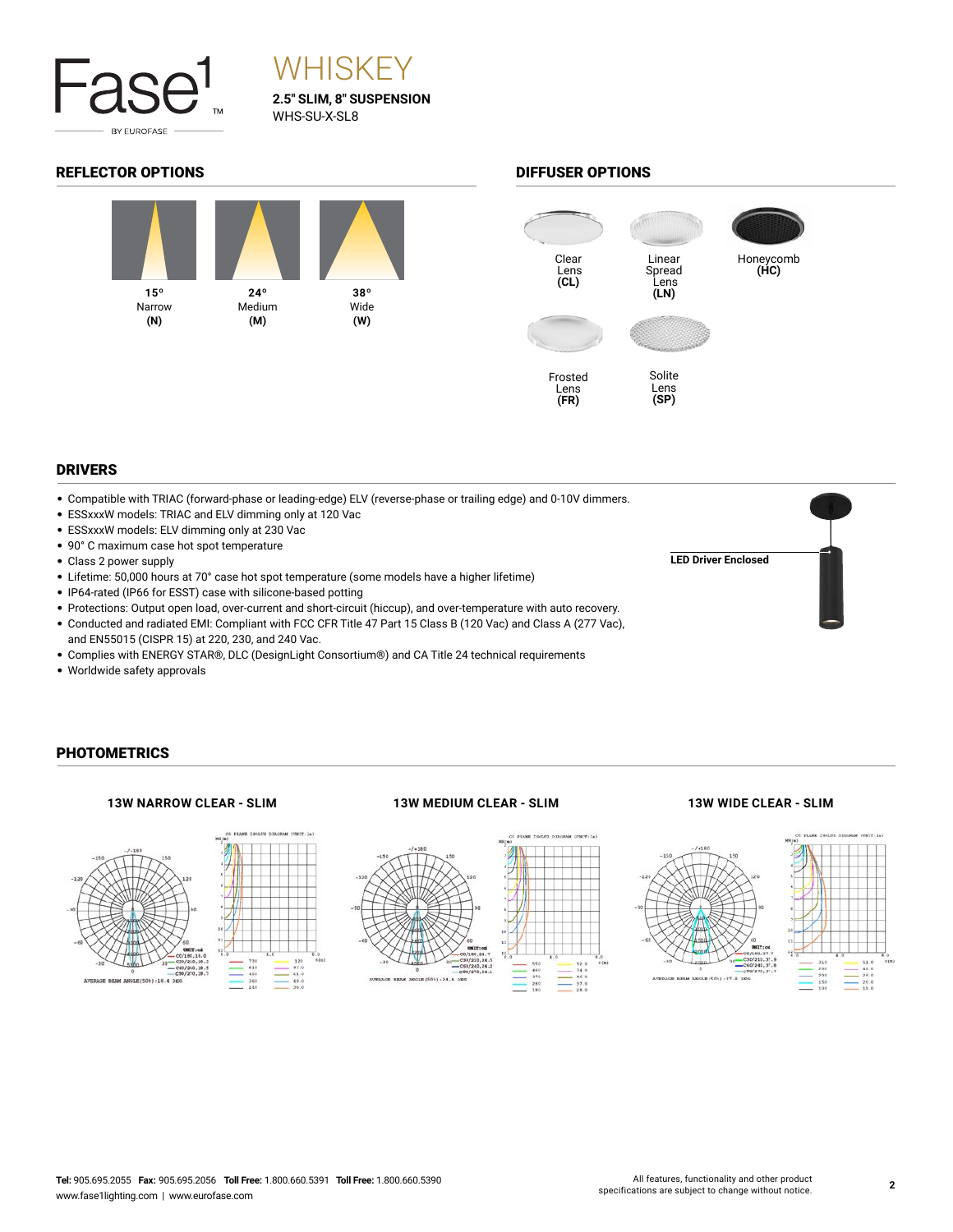Fase1™ BY EUROFASE

# WHISKEY

**2.5" SLIM, 8" SUSPENSION**
WHS-SU-X-SL8

## REFLECTOR OPTIONS

15º Narrow **(N)**

24º Medium **(M)**

38º Wide **(W)**

## DIFFUSER OPTIONS

Clear Lens **(CL)**

Linear Spread Lens **(LN)**

Honeycomb **(HC)**

Frosted Lens **(FR)**

Solite Lens **(SP)**

## DRIVERS

- Compatible with TRIAC (forward-phase or leading-edge) ELV (reverse-phase or trailing edge) and 0-10V dimmers.
- ESSxxxW models: TRIAC and ELV dimming only at 120 Vac
- ESSxxxW models: ELV dimming only at 230 Vac
- 90° C maximum case hot spot temperature
- Class 2 power supply
- Lifetime: 50,000 hours at 70° case hot spot temperature (some models have a higher lifetime)
- IP64-rated (IP66 for ESST) case with silicone-based potting
- Protections: Output open load, over-current and short-circuit (hiccup), and over-temperature with auto recovery.
- Conducted and radiated EMI: Compliant with FCC CFR Title 47 Part 15 Class B (120 Vac) and Class A (277 Vac), and EN55015 (CISPR 15) at 220, 230, and 240 Vac.
- Complies with ENERGY STAR®, DLC (DesignLight Consortium®) and CA Title 24 technical requirements
- Worldwide safety approvals

LED Driver Enclosed

## PHOTOMETRICS

### 13W NARROW CLEAR - SLIM

AVERAGE BEAM ANGLE(50%):18.4 DEG

### 13W MEDIUM CLEAR - SLIM

AVERAGE BEAM ANGLE(50%):24.4 DEG

### 13W WIDE CLEAR - SLIM

AVERAGE BEAM ANGLE(50%):37.8 DEG

**Tel:** 905.695.2055 **Fax:** 905.695.2056 **Toll Free:** 1.800.660.5391 **Toll Free:** 1.800.660.5390
www.fase1lighting.com | www.eurofase.com

All features, functionality and other product specifications are subject to change without notice.